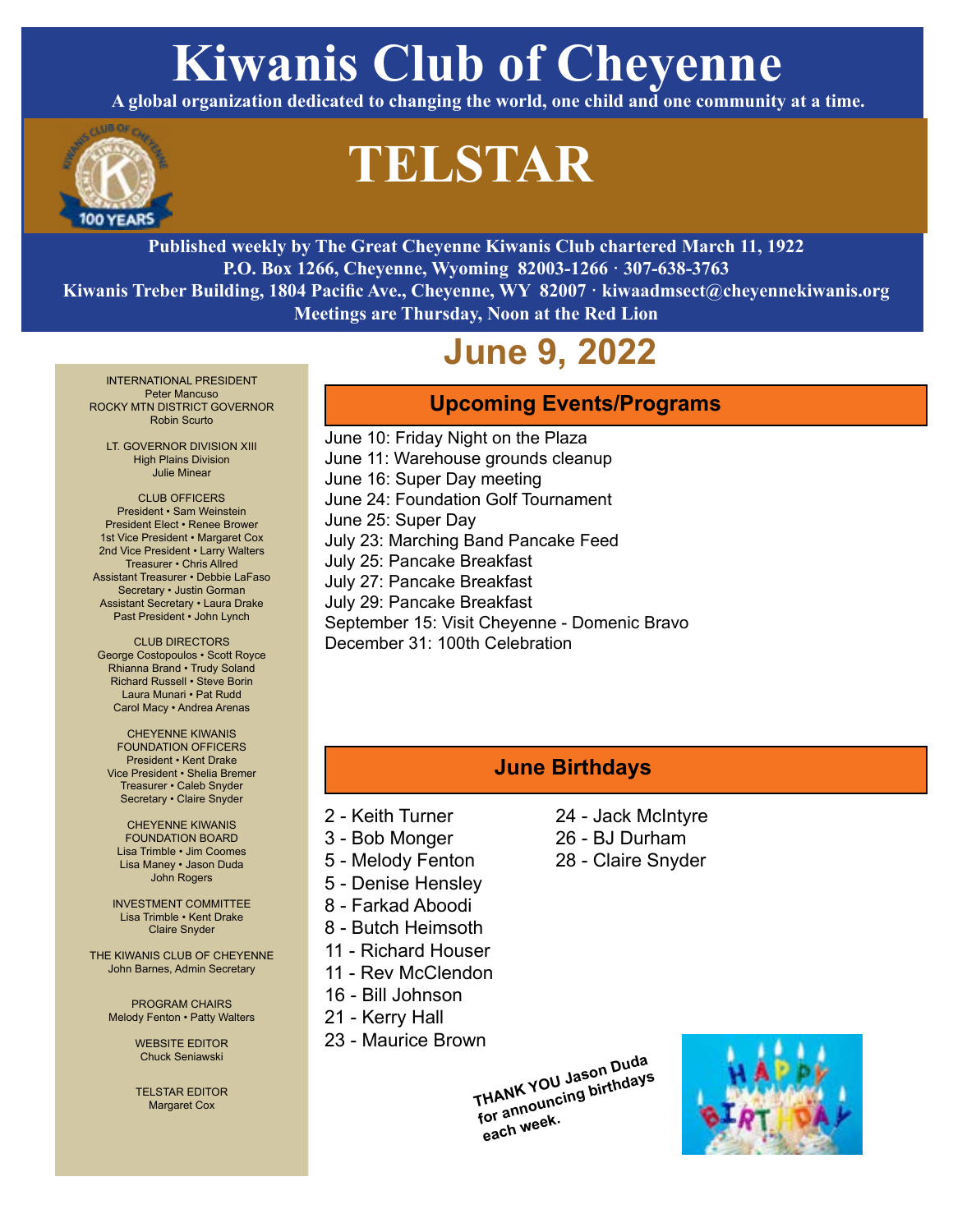# Kiwanis Club of Cheyenne

**A global organization dedicated to changing the world, one child and one community at a time.**

# TELSTAR

**Published weekly by The Great Cheyenne Kiwanis Club chartered March 11, 1922**
**P.O. Box 1266, Cheyenne, Wyoming 82003-1266 · 307-638-3763**
**Kiwanis Treber Building, 1804 Pacific Ave., Cheyenne, WY 82007 · kiwaadmsect@cheyennekiwanis.org**
**Meetings are Thursday, Noon at the Red Lion**

## June 9, 2022

INTERNATIONAL PRESIDENT
Peter Mancuso
ROCKY MTN DISTRICT GOVERNOR
Robin Scurto

LT. GOVERNOR DIVISION XIII
High Plains Division
Julie Minear

CLUB OFFICERS
President • Sam Weinstein
President Elect • Renee Brower
1st Vice President • Margaret Cox
2nd Vice President • Larry Walters
Treasurer • Chris Allred
Assistant Treasurer • Debbie LaFaso
Secretary • Justin Gorman
Assistant Secretary • Laura Drake
Past President • John Lynch

CLUB DIRECTORS
George Costopoulos • Scott Royce
Rhianna Brand • Trudy Soland
Richard Russell • Steve Borin
Laura Munari • Pat Rudd
Carol Macy • Andrea Arenas

CHEYENNE KIWANIS FOUNDATION OFFICERS
President • Kent Drake
Vice President • Shelia Bremer
Treasurer • Caleb Snyder
Secretary • Claire Snyder

CHEYENNE KIWANIS FOUNDATION BOARD
Lisa Trimble • Jim Coomes
Lisa Maney • Jason Duda
John Rogers

INVESTMENT COMMITTEE
Lisa Trimble • Kent Drake
Claire Snyder

THE KIWANIS CLUB OF CHEYENNE
John Barnes, Admin Secretary

PROGRAM CHAIRS
Melody Fenton • Patty Walters

WEBSITE EDITOR
Chuck Seniawski

TELSTAR EDITOR
Margaret Cox

### Upcoming Events/Programs

June 10: Friday Night on the Plaza
June 11: Warehouse grounds cleanup
June 16: Super Day meeting
June 24: Foundation Golf Tournament
June 25: Super Day
July 23: Marching Band Pancake Feed
July 25: Pancake Breakfast
July 27: Pancake Breakfast
July 29: Pancake Breakfast
September 15: Visit Cheyenne - Domenic Bravo
December 31: 100th Celebration

### June Birthdays

2 - Keith Turner
3 - Bob Monger
5 - Melody Fenton
5 - Denise Hensley
8 - Farkad Aboodi
8 - Butch Heimsoth
11 - Richard Houser
11 - Rev McClendon
16 - Bill Johnson
21 - Kerry Hall
23 - Maurice Brown
24 - Jack McIntyre
26 - BJ Durham
28 - Claire Snyder

**THANK YOU Jason Duda for announcing birthdays each week.**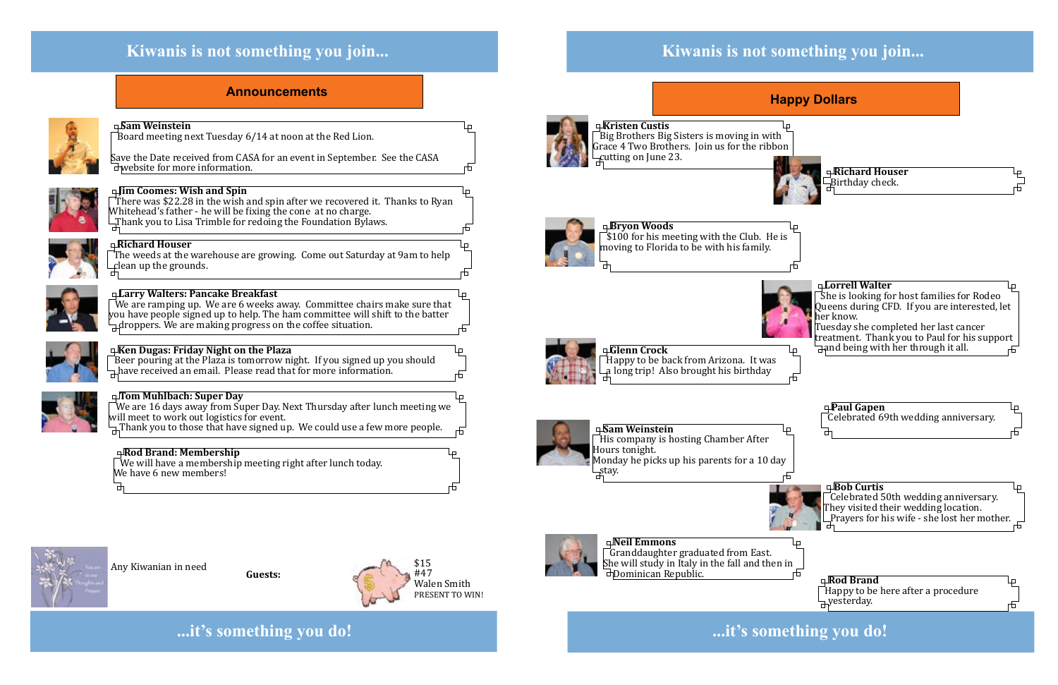## Kiwanis is not something you join...

### Announcements

**Sam Weinstein**
Board meeting next Tuesday 6/14 at noon at the Red Lion.

Save the Date received from CASA for an event in September. See the CASA website for more information.

**Jim Coomes: Wish and Spin**
There was $22.28 in the wish and spin after we recovered it. Thanks to Ryan Whitehead's father - he will be fixing the cone at no charge.
Thank you to Lisa Trimble for redoing the Foundation Bylaws.

**Richard Houser**
The weeds at the warehouse are growing. Come out Saturday at 9am to help clean up the grounds.

**Larry Walters: Pancake Breakfast**
We are ramping up. We are 6 weeks away. Committee chairs make sure that you have people signed up to help. The ham committee will shift to the batter droppers. We are making progress on the coffee situation.

**Ken Dugas: Friday Night on the Plaza**
Beer pouring at the Plaza is tomorrow night. If you signed up you should have received an email. Please read that for more information.

**Tom Muhlbach: Super Day**
We are 16 days away from Super Day. Next Thursday after lunch meeting we will meet to work out logistics for event.
Thank you to those that have signed up. We could use a few more people.

**Rod Brand: Membership**
We will have a membership meeting right after lunch today.
We have 6 new members!

Any Kiwanian in need

**Guests:**

$15
#47
Walen Smith
PRESENT TO WIN!

## ...it's something you do!

## Kiwanis is not something you join...

### Happy Dollars

**Kristen Custis**
Big Brothers Big Sisters is moving in with Grace 4 Two Brothers. Join us for the ribbon cutting on June 23.

**Richard Houser**
Birthday check.

**Bryon Woods**
$100 for his meeting with the Club. He is moving to Florida to be with his family.

**Lorrell Walter**
She is looking for host families for Rodeo Queens during CFD. If you are interested, let her know.
Tuesday she completed her last cancer treatment. Thank you to Paul for his support and being with her through it all.

**Glenn Crock**
Happy to be back from Arizona. It was a long trip! Also brought his birthday

**Paul Gapen**
Celebrated 69th wedding anniversary.

**Sam Weinstein**
His company is hosting Chamber After Hours tonight.
Monday he picks up his parents for a 10 day stay.

**Bob Curtis**
Celebrated 50th wedding anniversary. They visited their wedding location.
Prayers for his wife - she lost her mother.

**Neil Emmons**
Granddaughter graduated from East. She will study in Italy in the fall and then in Dominican Republic.

**Rod Brand**
Happy to be here after a procedure yesterday.

## ...it's something you do!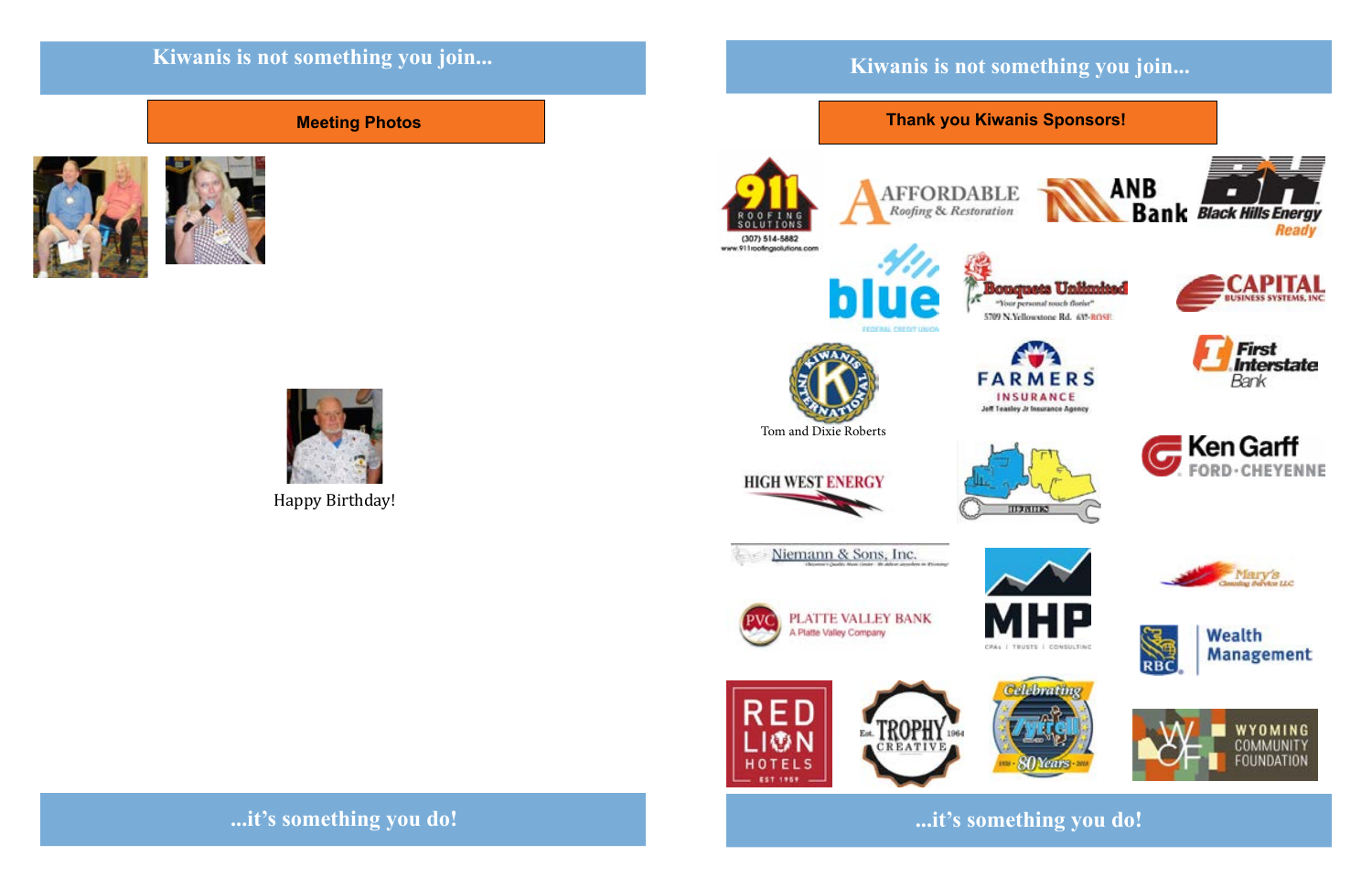## Kiwanis is not something you join...

### Meeting Photos

Happy Birthday!

## ...it's something you do!

## Kiwanis is not something you join...

### Thank you Kiwanis Sponsors!

Tom and Dixie Roberts

## ...it's something you do!